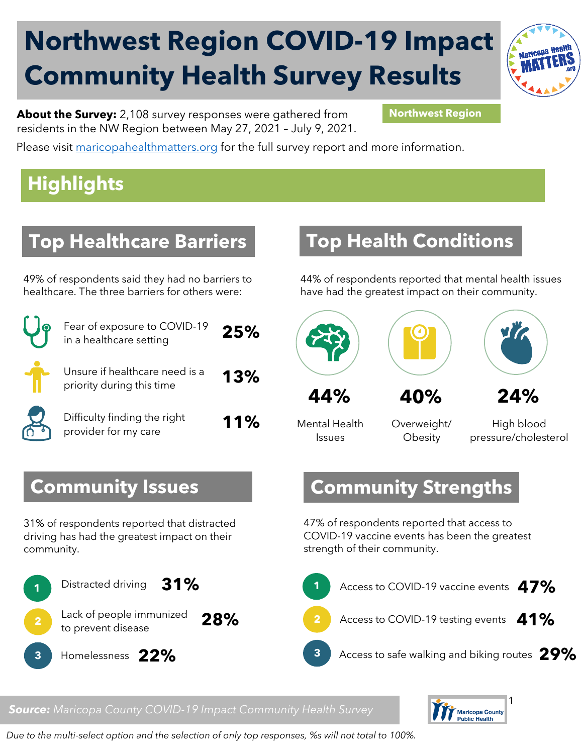# Northwest Region COVID-19 Impact Community Health Survey Results

**About the Survey:** 2,108 survey responses were gathered from residents in the NW Region between May 27, 2021 – July 9, 2021.

**Northwest Region**

Please visit maricopahealthmatters.org for the full survey report and more information.

## Highlights

### Top Healthcare Barriers

49% of respondents said they had no barriers to healthcare. The three barriers for others were:

- Fear of exposure to COVID-19 in a healthcare setting **25%**
- Unsure if healthcare need is a priority during this time **13%**
- Difficulty finding the right provider for my care **11%**

### Top Health Conditions

44% of respondents reported that mental health issues have had the greatest impact on their community.

- **44%** Mental Health Issues
- **40%** Overweight/ Obesity
- **24%** High blood pressure/cholesterol

### Community Issues

31% of respondents reported that distracted driving has had the greatest impact on their community.

1. Distracted driving **31%**
2. Lack of people immunized to prevent disease **28%**
3. Homelessness **22%**

### Community Strengths

47% of respondents reported that access to COVID-19 vaccine events has been the greatest strength of their community.

1. Access to COVID-19 vaccine events **47%**
2. Access to COVID-19 testing events **41%**
3. Access to safe walking and biking routes **29%**

***Source:** Maricopa County COVID-19 Impact Community Health Survey*

*Due to the multi-select option and the selection of only top responses, %s will not total to 100%.*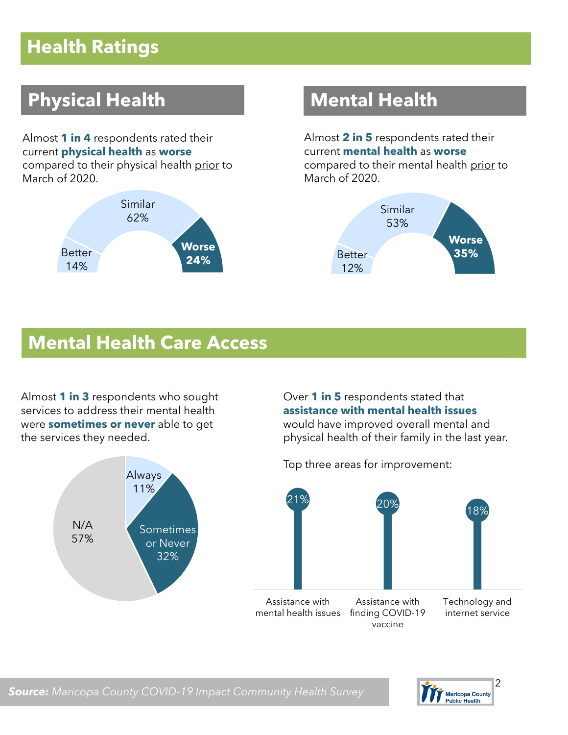# Health Ratings

## Physical Health

Almost **1 in 4** respondents rated their current **physical health** as **worse** compared to their physical health prior to March of 2020.

| Rating | Percent |
| --- | --- |
| Better | 14% |
| Similar | 62% |
| **Worse** | **24%** |

## Mental Health

Almost **2 in 5** respondents rated their current **mental health** as **worse** compared to their mental health prior to March of 2020.

| Rating | Percent |
| --- | --- |
| Better | 12% |
| Similar | 53% |
| **Worse** | **35%** |

# Mental Health Care Access

Almost **1 in 3** respondents who sought services to address their mental health were **sometimes or never** able to get the services they needed.

| Response | Percent |
| --- | --- |
| Always | 11% |
| Sometimes or Never | 32% |
| N/A | 57% |

Over **1 in 5** respondents stated that **assistance with mental health issues** would have improved overall mental and physical health of their family in the last year.

Top three areas for improvement:

| Area | Percent |
| --- | --- |
| Assistance with mental health issues | 21% |
| Assistance with finding COVID-19 vaccine | 20% |
| Technology and internet service | 18% |

***Source:*** *Maricopa County COVID-19 Impact Community Health Survey*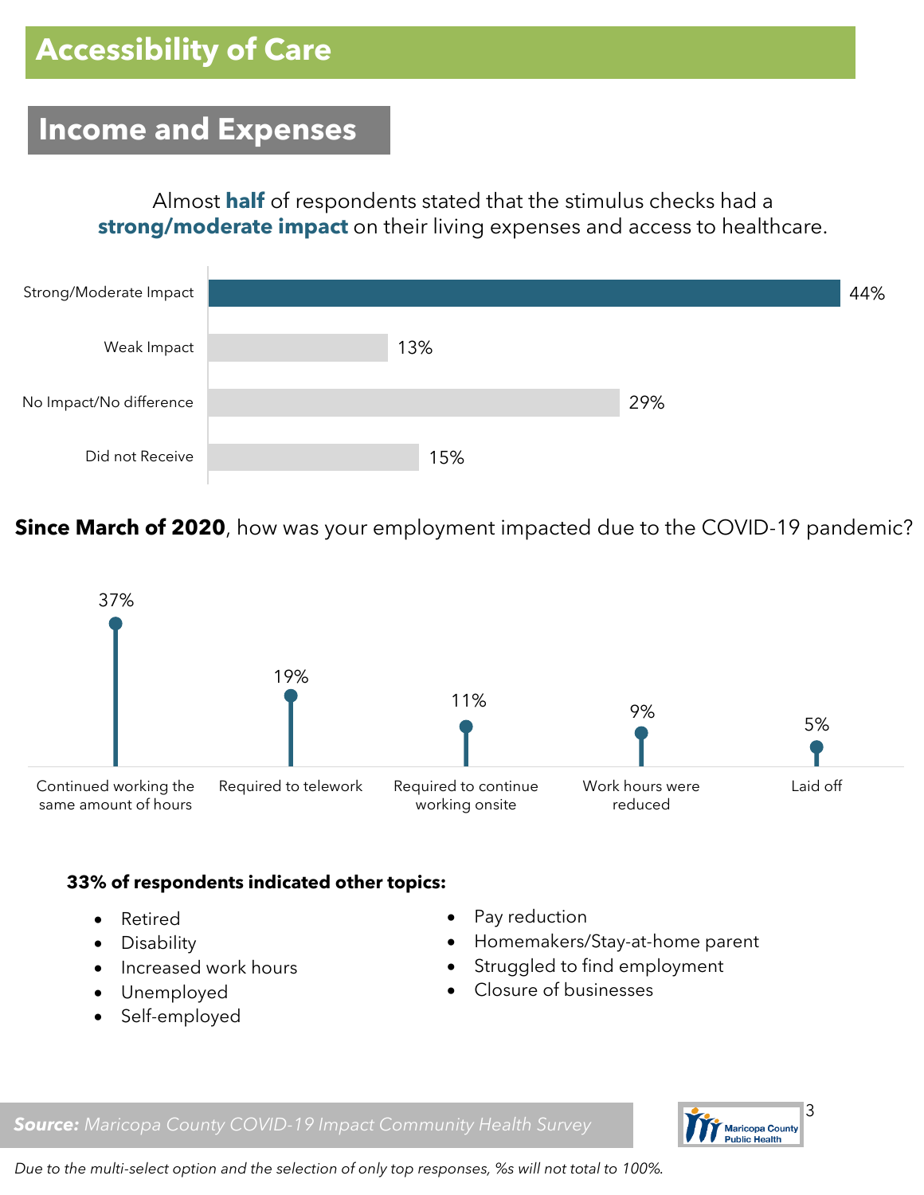# Accessibility of Care

## Income and Expenses

Almost **half** of respondents stated that the stimulus checks had a **strong/moderate impact** on their living expenses and access to healthcare.

| Response | % |
| --- | --- |
| Strong/Moderate Impact | 44% |
| Weak Impact | 13% |
| No Impact/No difference | 29% |
| Did not Receive | 15% |

**Since March of 2020**, how was your employment impacted due to the COVID-19 pandemic?

| Response | % |
| --- | --- |
| Continued working the same amount of hours | 37% |
| Required to telework | 19% |
| Required to continue working onsite | 11% |
| Work hours were reduced | 9% |
| Laid off | 5% |

**33% of respondents indicated other topics:**

- Retired
- Disability
- Increased work hours
- Unemployed
- Self-employed
- Pay reduction
- Homemakers/Stay-at-home parent
- Struggled to find employment
- Closure of businesses

***Source:*** *Maricopa County COVID-19 Impact Community Health Survey*

*Due to the multi-select option and the selection of only top responses, %s will not total to 100%.*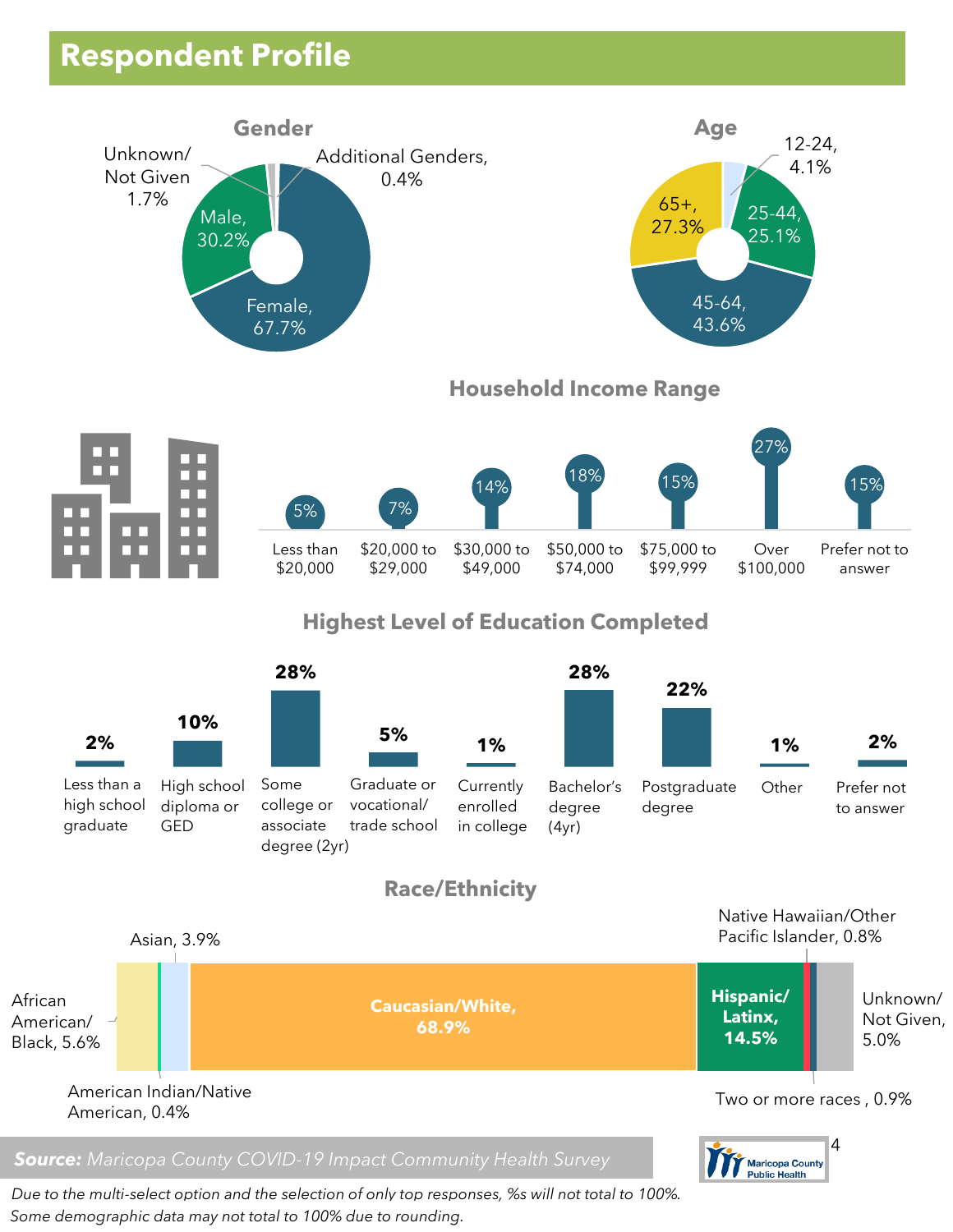## Respondent Profile

### Gender

Unknown/ Not Given 1.7%

Additional Genders, 0.4%

Male, 30.2%

Female, 67.7%

### Age

12-24, 4.1%

65+, 27.3%

25-44, 25.1%

45-64, 43.6%

### Household Income Range

5%
Less than $20,000

7%
$20,000 to $29,000

14%
$30,000 to $49,000

18%
$50,000 to $74,000

15%
$75,000 to $99,999

27%
Over $100,000

15%
Prefer not to answer

### Highest Level of Education Completed

**2%**
Less than a high school graduate

**10%**
High school diploma or GED

**28%**
Some college or associate degree (2yr)

**5%**
Graduate or vocational/ trade school

**1%**
Currently enrolled in college

**28%**
Bachelor's degree (4yr)

**22%**
Postgraduate degree

**1%**
Other

**2%**
Prefer not to answer

### Race/Ethnicity

African American/ Black, 5.6%

American Indian/Native American, 0.4%

Asian, 3.9%

**Caucasian/White, 68.9%**

**Hispanic/ Latinx, 14.5%**

Native Hawaiian/Other Pacific Islander, 0.8%

Two or more races , 0.9%

Unknown/ Not Given, 5.0%

***Source:*** *Maricopa County COVID-19 Impact Community Health Survey*

*Due to the multi-select option and the selection of only top responses, %s will not total to 100%.*
*Some demographic data may not total to 100% due to rounding.*